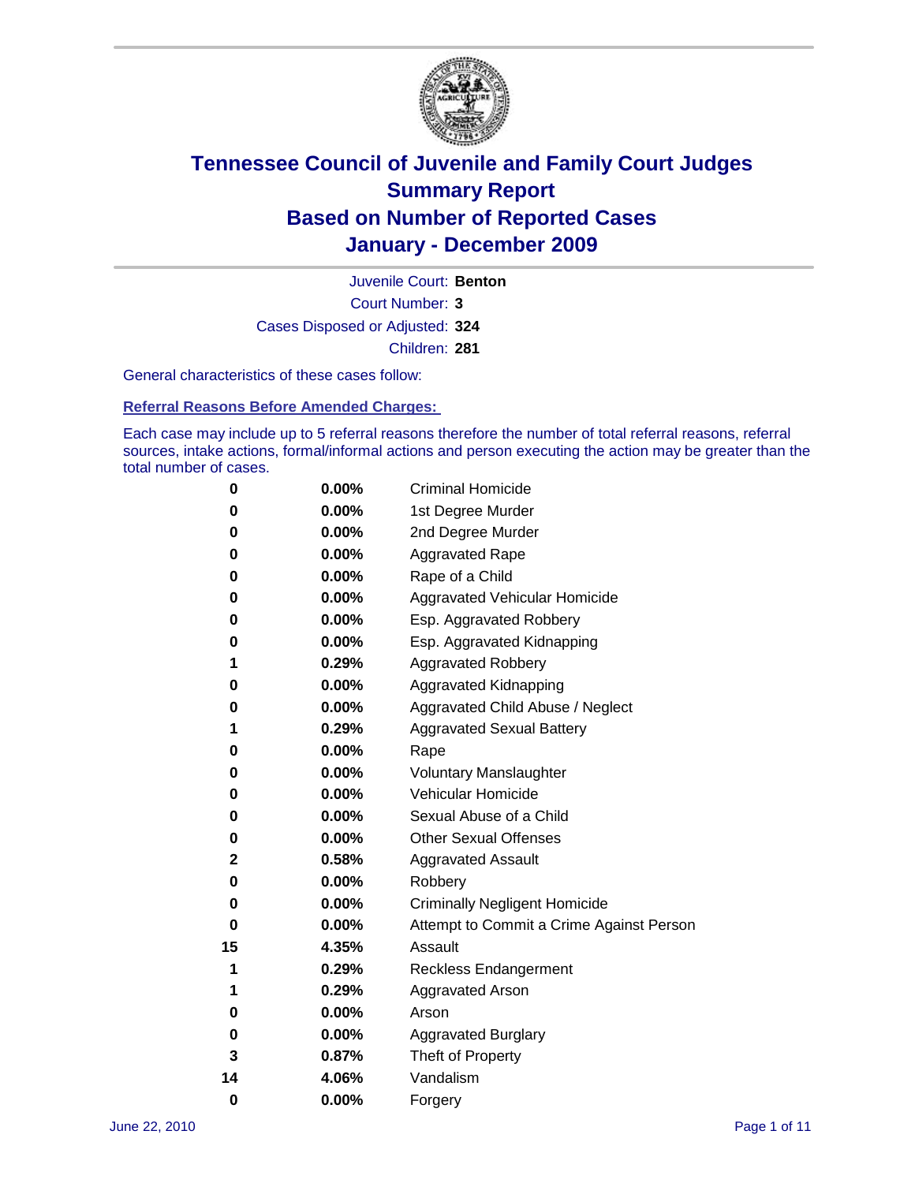# Tennessee Council of Juvenile and Family Court Judges
## Summary Report
## Based on Number of Reported Cases
## January - December 2009

Juvenile Court: **Benton**

Court Number: **3**

Cases Disposed or Adjusted: **324**

Children: **281**

General characteristics of these cases follow:

### Referral Reasons Before Amended Charges:

Each case may include up to 5 referral reasons therefore the number of total referral reasons, referral sources, intake actions, formal/informal actions and person executing the action may be greater than the total number of cases.

| | | |
|---|---|---|
| 0 | 0.00% | Criminal Homicide |
| 0 | 0.00% | 1st Degree Murder |
| 0 | 0.00% | 2nd Degree Murder |
| 0 | 0.00% | Aggravated Rape |
| 0 | 0.00% | Rape of a Child |
| 0 | 0.00% | Aggravated Vehicular Homicide |
| 0 | 0.00% | Esp. Aggravated Robbery |
| 0 | 0.00% | Esp. Aggravated Kidnapping |
| 1 | 0.29% | Aggravated Robbery |
| 0 | 0.00% | Aggravated Kidnapping |
| 0 | 0.00% | Aggravated Child Abuse / Neglect |
| 1 | 0.29% | Aggravated Sexual Battery |
| 0 | 0.00% | Rape |
| 0 | 0.00% | Voluntary Manslaughter |
| 0 | 0.00% | Vehicular Homicide |
| 0 | 0.00% | Sexual Abuse of a Child |
| 0 | 0.00% | Other Sexual Offenses |
| 2 | 0.58% | Aggravated Assault |
| 0 | 0.00% | Robbery |
| 0 | 0.00% | Criminally Negligent Homicide |
| 0 | 0.00% | Attempt to Commit a Crime Against Person |
| 15 | 4.35% | Assault |
| 1 | 0.29% | Reckless Endangerment |
| 1 | 0.29% | Aggravated Arson |
| 0 | 0.00% | Arson |
| 0 | 0.00% | Aggravated Burglary |
| 3 | 0.87% | Theft of Property |
| 14 | 4.06% | Vandalism |
| 0 | 0.00% | Forgery |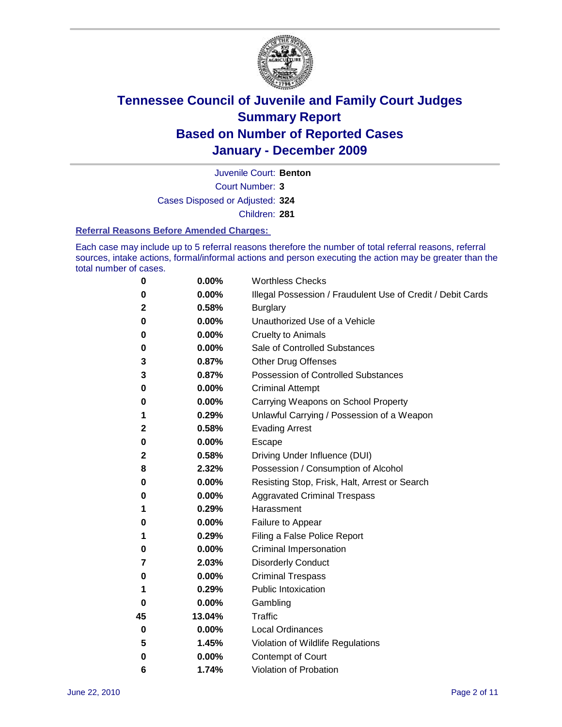# Tennessee Council of Juvenile and Family Court Judges
## Summary Report
## Based on Number of Reported Cases
## January - December 2009

Juvenile Court: **Benton**

Court Number: **3**

Cases Disposed or Adjusted: **324**

Children: **281**

### Referral Reasons Before Amended Charges:

Each case may include up to 5 referral reasons therefore the number of total referral reasons, referral sources, intake actions, formal/informal actions and person executing the action may be greater than the total number of cases.

| Count | Percent | Referral Reason |
|---|---|---|
| 0 | 0.00% | Worthless Checks |
| 0 | 0.00% | Illegal Possession / Fraudulent Use of Credit / Debit Cards |
| 2 | 0.58% | Burglary |
| 0 | 0.00% | Unauthorized Use of a Vehicle |
| 0 | 0.00% | Cruelty to Animals |
| 0 | 0.00% | Sale of Controlled Substances |
| 3 | 0.87% | Other Drug Offenses |
| 3 | 0.87% | Possession of Controlled Substances |
| 0 | 0.00% | Criminal Attempt |
| 0 | 0.00% | Carrying Weapons on School Property |
| 1 | 0.29% | Unlawful Carrying / Possession of a Weapon |
| 2 | 0.58% | Evading Arrest |
| 0 | 0.00% | Escape |
| 2 | 0.58% | Driving Under Influence (DUI) |
| 8 | 2.32% | Possession / Consumption of Alcohol |
| 0 | 0.00% | Resisting Stop, Frisk, Halt, Arrest or Search |
| 0 | 0.00% | Aggravated Criminal Trespass |
| 1 | 0.29% | Harassment |
| 0 | 0.00% | Failure to Appear |
| 1 | 0.29% | Filing a False Police Report |
| 0 | 0.00% | Criminal Impersonation |
| 7 | 2.03% | Disorderly Conduct |
| 0 | 0.00% | Criminal Trespass |
| 1 | 0.29% | Public Intoxication |
| 0 | 0.00% | Gambling |
| 45 | 13.04% | Traffic |
| 0 | 0.00% | Local Ordinances |
| 5 | 1.45% | Violation of Wildlife Regulations |
| 0 | 0.00% | Contempt of Court |
| 6 | 1.74% | Violation of Probation |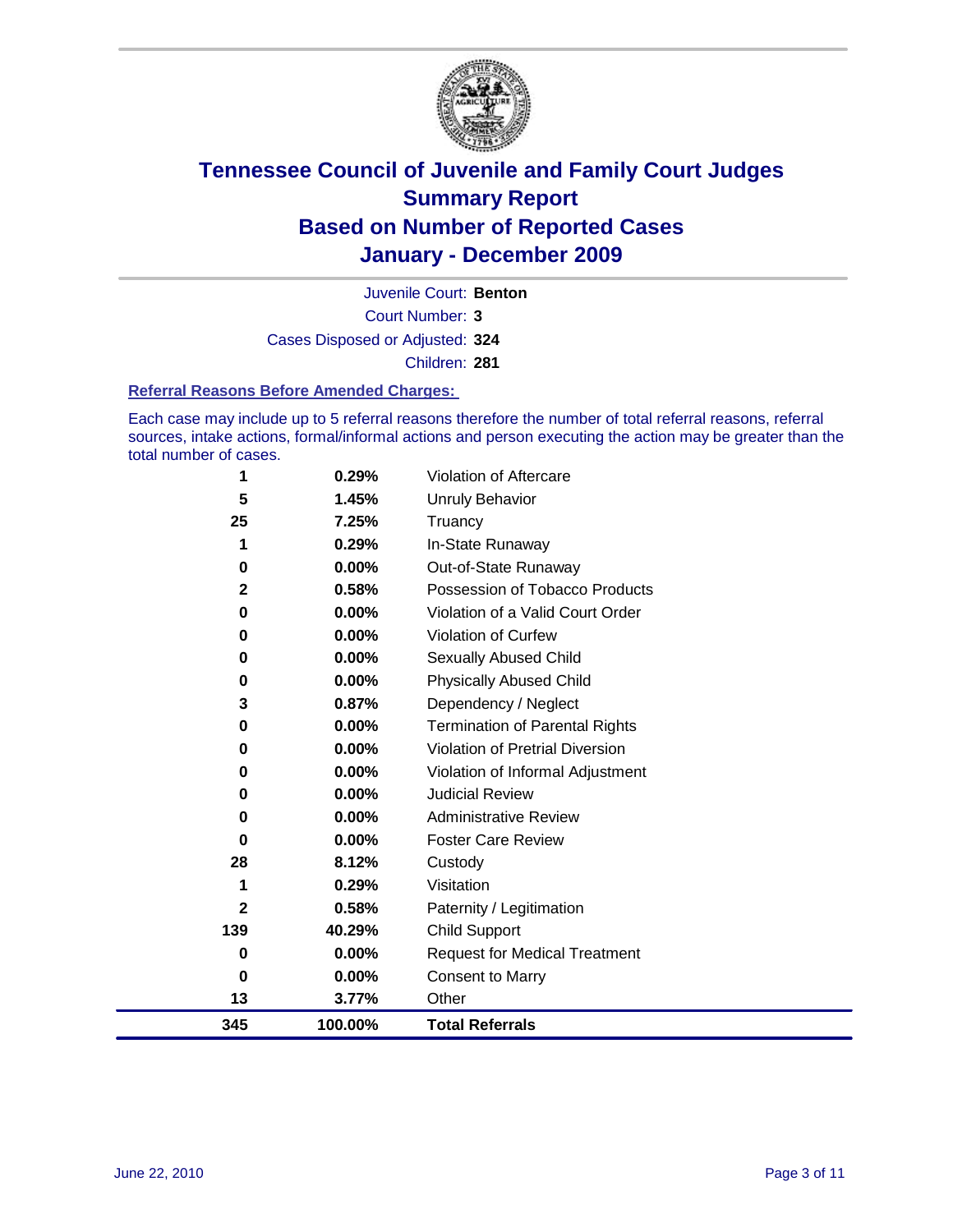# Tennessee Council of Juvenile and Family Court Judges
## Summary Report
## Based on Number of Reported Cases
## January - December 2009

Juvenile Court: **Benton**

Court Number: **3**

Cases Disposed or Adjusted: **324**

Children: **281**

### Referral Reasons Before Amended Charges:

Each case may include up to 5 referral reasons therefore the number of total referral reasons, referral sources, intake actions, formal/informal actions and person executing the action may be greater than the total number of cases.

| Count | Percent | Referral Reason |
|---|---|---|
| 1 | 0.29% | Violation of Aftercare |
| 5 | 1.45% | Unruly Behavior |
| 25 | 7.25% | Truancy |
| 1 | 0.29% | In-State Runaway |
| 0 | 0.00% | Out-of-State Runaway |
| 2 | 0.58% | Possession of Tobacco Products |
| 0 | 0.00% | Violation of a Valid Court Order |
| 0 | 0.00% | Violation of Curfew |
| 0 | 0.00% | Sexually Abused Child |
| 0 | 0.00% | Physically Abused Child |
| 3 | 0.87% | Dependency / Neglect |
| 0 | 0.00% | Termination of Parental Rights |
| 0 | 0.00% | Violation of Pretrial Diversion |
| 0 | 0.00% | Violation of Informal Adjustment |
| 0 | 0.00% | Judicial Review |
| 0 | 0.00% | Administrative Review |
| 0 | 0.00% | Foster Care Review |
| 28 | 8.12% | Custody |
| 1 | 0.29% | Visitation |
| 2 | 0.58% | Paternity / Legitimation |
| 139 | 40.29% | Child Support |
| 0 | 0.00% | Request for Medical Treatment |
| 0 | 0.00% | Consent to Marry |
| 13 | 3.77% | Other |
| **345** | **100.00%** | **Total Referrals** |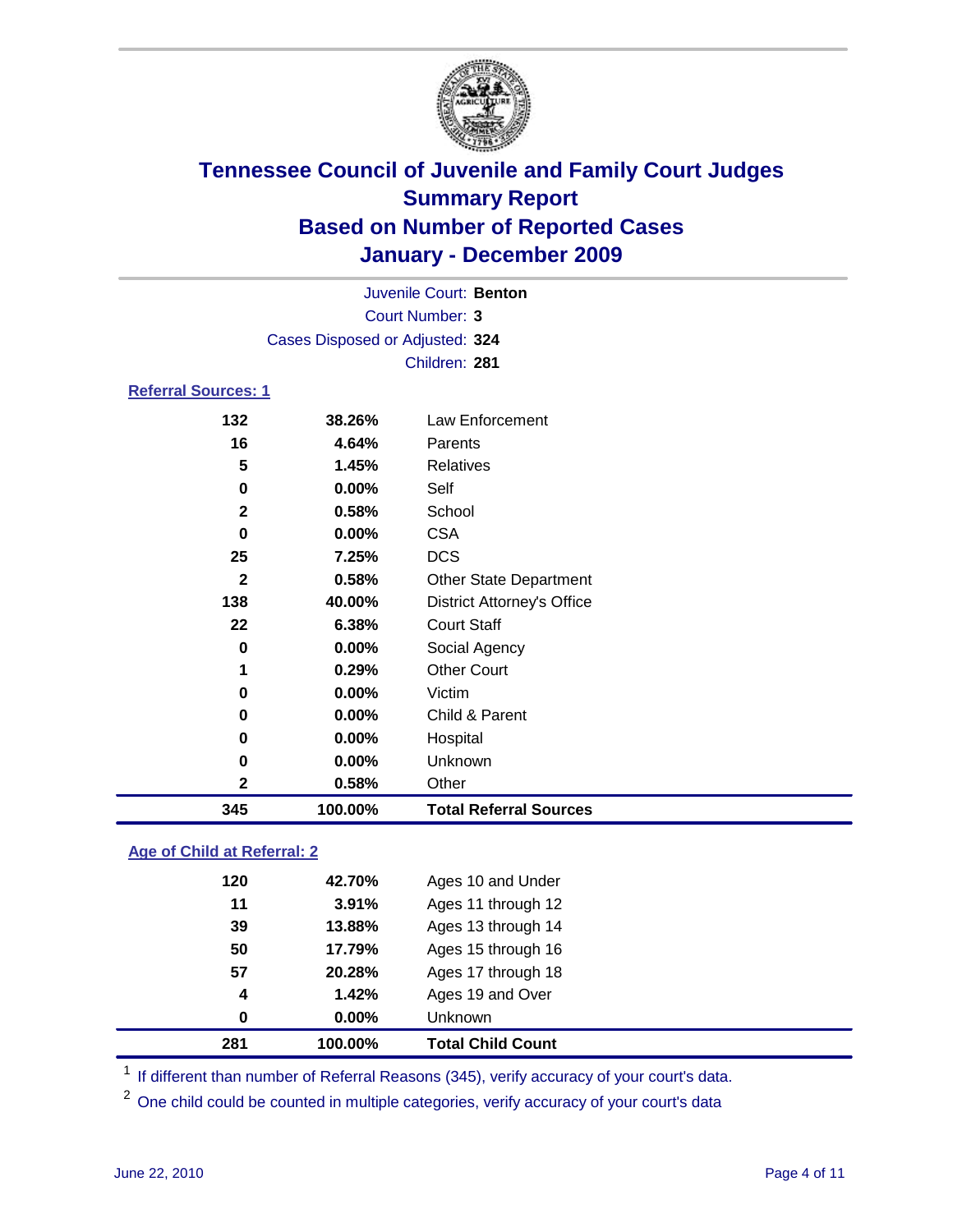# Tennessee Council of Juvenile and Family Court Judges
## Summary Report
## Based on Number of Reported Cases
## January - December 2009

Juvenile Court: **Benton**
Court Number: **3**
Cases Disposed or Adjusted: **324**
Children: **281**

### Referral Sources: 1

| Count | Percent | Source |
|---|---|---|
| 132 | 38.26% | Law Enforcement |
| 16 | 4.64% | Parents |
| 5 | 1.45% | Relatives |
| 0 | 0.00% | Self |
| 2 | 0.58% | School |
| 0 | 0.00% | CSA |
| 25 | 7.25% | DCS |
| 2 | 0.58% | Other State Department |
| 138 | 40.00% | District Attorney's Office |
| 22 | 6.38% | Court Staff |
| 0 | 0.00% | Social Agency |
| 1 | 0.29% | Other Court |
| 0 | 0.00% | Victim |
| 0 | 0.00% | Child & Parent |
| 0 | 0.00% | Hospital |
| 0 | 0.00% | Unknown |
| 2 | 0.58% | Other |
| **345** | **100.00%** | **Total Referral Sources** |

### Age of Child at Referral: 2

| Count | Percent | Age |
|---|---|---|
| 120 | 42.70% | Ages 10 and Under |
| 11 | 3.91% | Ages 11 through 12 |
| 39 | 13.88% | Ages 13 through 14 |
| 50 | 17.79% | Ages 15 through 16 |
| 57 | 20.28% | Ages 17 through 18 |
| 4 | 1.42% | Ages 19 and Over |
| 0 | 0.00% | Unknown |
| **281** | **100.00%** | **Total Child Count** |

[1] If different than number of Referral Reasons (345), verify accuracy of your court's data.

[2] One child could be counted in multiple categories, verify accuracy of your court's data

June 22, 2010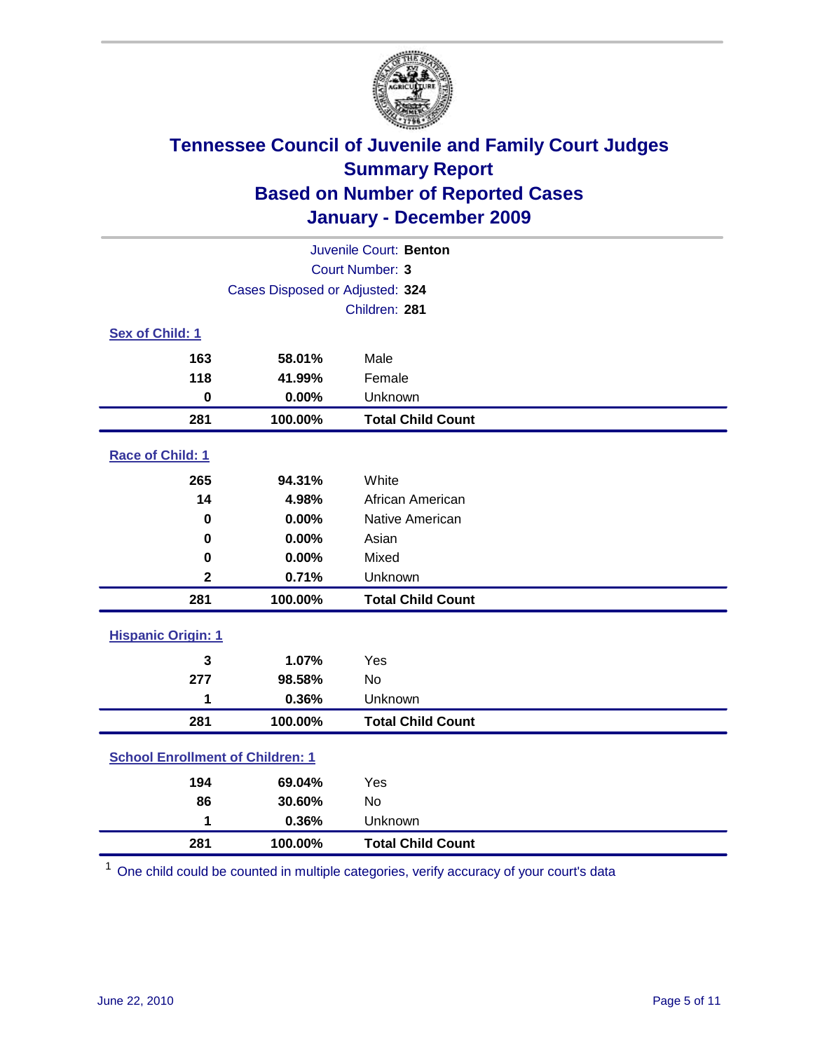# Tennessee Council of Juvenile and Family Court Judges
## Summary Report
## Based on Number of Reported Cases
## January - December 2009

Juvenile Court: **Benton**

Court Number: **3**

Cases Disposed or Adjusted: **324**

Children: **281**

### Sex of Child: 1

| | | |
|---|---|---|
| 163 | 58.01% | Male |
| 118 | 41.99% | Female |
| 0 | 0.00% | Unknown |
| **281** | **100.00%** | **Total Child Count** |

### Race of Child: 1

| | | |
|---|---|---|
| 265 | 94.31% | White |
| 14 | 4.98% | African American |
| 0 | 0.00% | Native American |
| 0 | 0.00% | Asian |
| 0 | 0.00% | Mixed |
| 2 | 0.71% | Unknown |
| **281** | **100.00%** | **Total Child Count** |

### Hispanic Origin: 1

| | | |
|---|---|---|
| 3 | 1.07% | Yes |
| 277 | 98.58% | No |
| 1 | 0.36% | Unknown |
| **281** | **100.00%** | **Total Child Count** |

### School Enrollment of Children: 1

| | | |
|---|---|---|
| 194 | 69.04% | Yes |
| 86 | 30.60% | No |
| 1 | 0.36% | Unknown |
| **281** | **100.00%** | **Total Child Count** |

[1] One child could be counted in multiple categories, verify accuracy of your court's data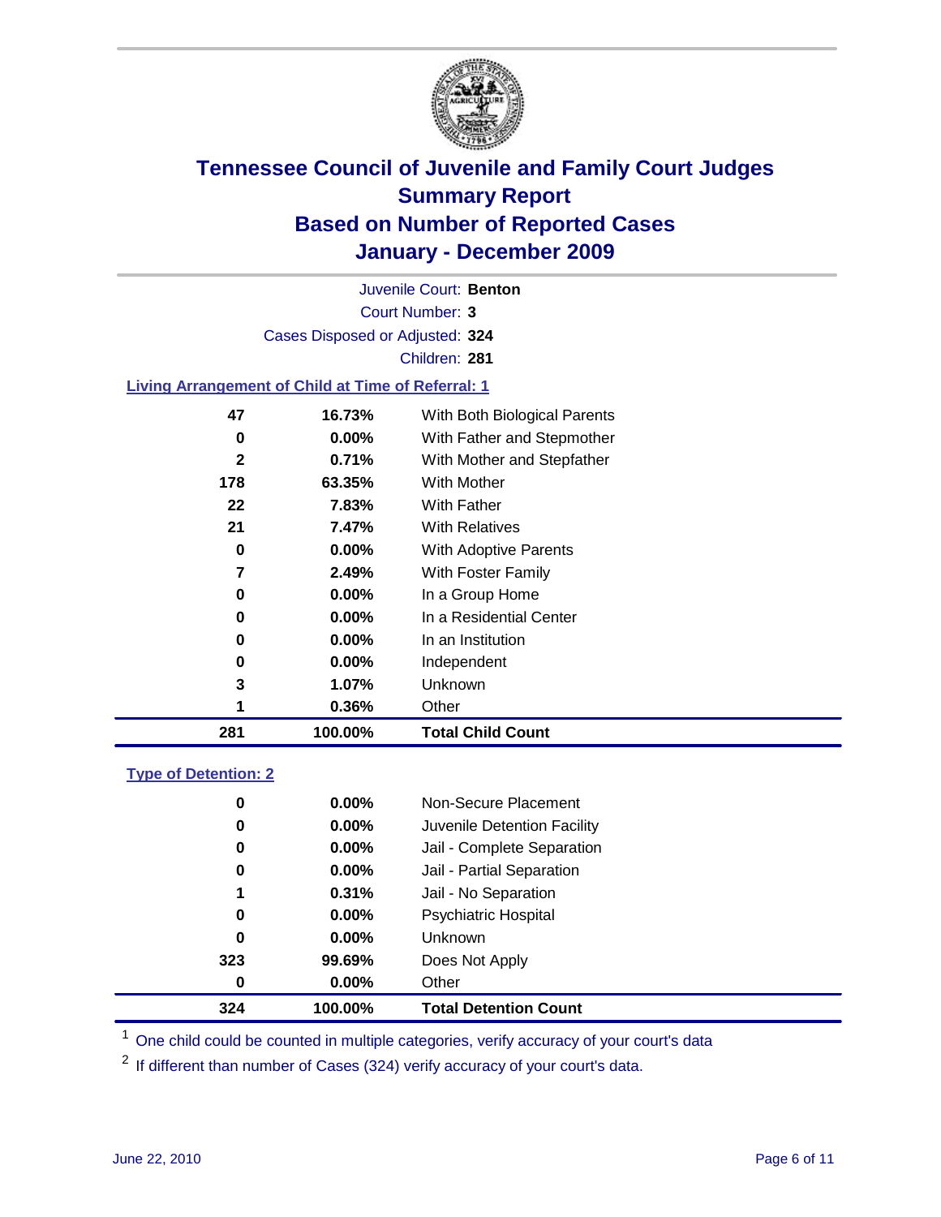# Tennessee Council of Juvenile and Family Court Judges
## Summary Report
## Based on Number of Reported Cases
## January - December 2009

Juvenile Court: **Benton**

Court Number: **3**

Cases Disposed or Adjusted: **324**

Children: **281**

### Living Arrangement of Child at Time of Referral: 1

| Count | Percent | Category |
|---|---|---|
| 47 | 16.73% | With Both Biological Parents |
| 0 | 0.00% | With Father and Stepmother |
| 2 | 0.71% | With Mother and Stepfather |
| 178 | 63.35% | With Mother |
| 22 | 7.83% | With Father |
| 21 | 7.47% | With Relatives |
| 0 | 0.00% | With Adoptive Parents |
| 7 | 2.49% | With Foster Family |
| 0 | 0.00% | In a Group Home |
| 0 | 0.00% | In a Residential Center |
| 0 | 0.00% | In an Institution |
| 0 | 0.00% | Independent |
| 3 | 1.07% | Unknown |
| 1 | 0.36% | Other |
| **281** | **100.00%** | **Total Child Count** |

### Type of Detention: 2

| Count | Percent | Category |
|---|---|---|
| 0 | 0.00% | Non-Secure Placement |
| 0 | 0.00% | Juvenile Detention Facility |
| 0 | 0.00% | Jail - Complete Separation |
| 0 | 0.00% | Jail - Partial Separation |
| 1 | 0.31% | Jail - No Separation |
| 0 | 0.00% | Psychiatric Hospital |
| 0 | 0.00% | Unknown |
| 323 | 99.69% | Does Not Apply |
| 0 | 0.00% | Other |
| **324** | **100.00%** | **Total Detention Count** |

[1] One child could be counted in multiple categories, verify accuracy of your court's data

[2] If different than number of Cases (324) verify accuracy of your court's data.

June 22, 2010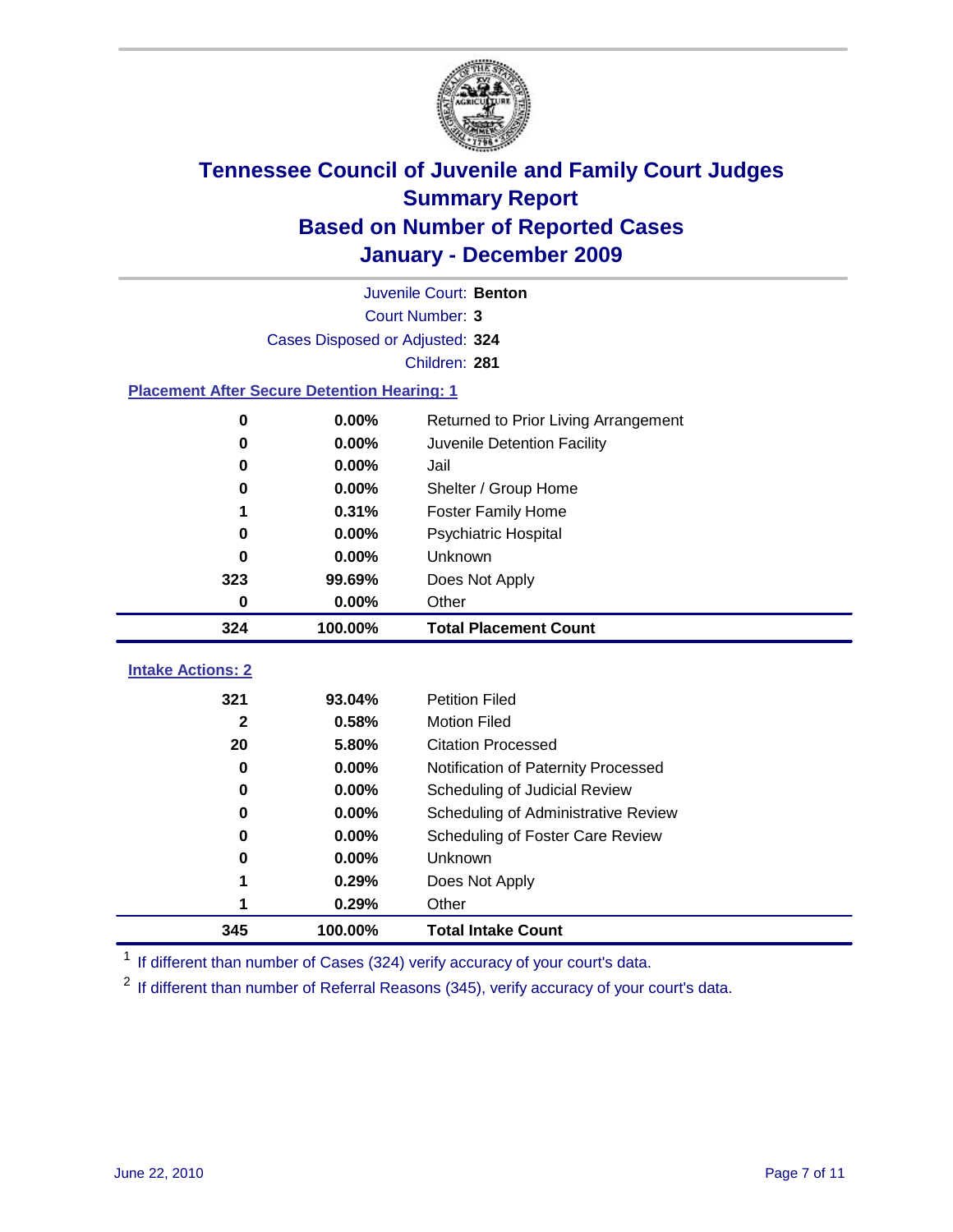# Tennessee Council of Juvenile and Family Court Judges
## Summary Report
## Based on Number of Reported Cases
## January - December 2009

Juvenile Court: **Benton**

Court Number: **3**

Cases Disposed or Adjusted: **324**

Children: **281**

### Placement After Secure Detention Hearing: 1

| | | |
|---|---|---|
| 0 | 0.00% | Returned to Prior Living Arrangement |
| 0 | 0.00% | Juvenile Detention Facility |
| 0 | 0.00% | Jail |
| 0 | 0.00% | Shelter / Group Home |
| 1 | 0.31% | Foster Family Home |
| 0 | 0.00% | Psychiatric Hospital |
| 0 | 0.00% | Unknown |
| 323 | 99.69% | Does Not Apply |
| 0 | 0.00% | Other |
| **324** | **100.00%** | **Total Placement Count** |

### Intake Actions: 2

| | | |
|---|---|---|
| 321 | 93.04% | Petition Filed |
| 2 | 0.58% | Motion Filed |
| 20 | 5.80% | Citation Processed |
| 0 | 0.00% | Notification of Paternity Processed |
| 0 | 0.00% | Scheduling of Judicial Review |
| 0 | 0.00% | Scheduling of Administrative Review |
| 0 | 0.00% | Scheduling of Foster Care Review |
| 0 | 0.00% | Unknown |
| 1 | 0.29% | Does Not Apply |
| 1 | 0.29% | Other |
| **345** | **100.00%** | **Total Intake Count** |

[1] If different than number of Cases (324) verify accuracy of your court's data.

[2] If different than number of Referral Reasons (345), verify accuracy of your court's data.

June 22, 2010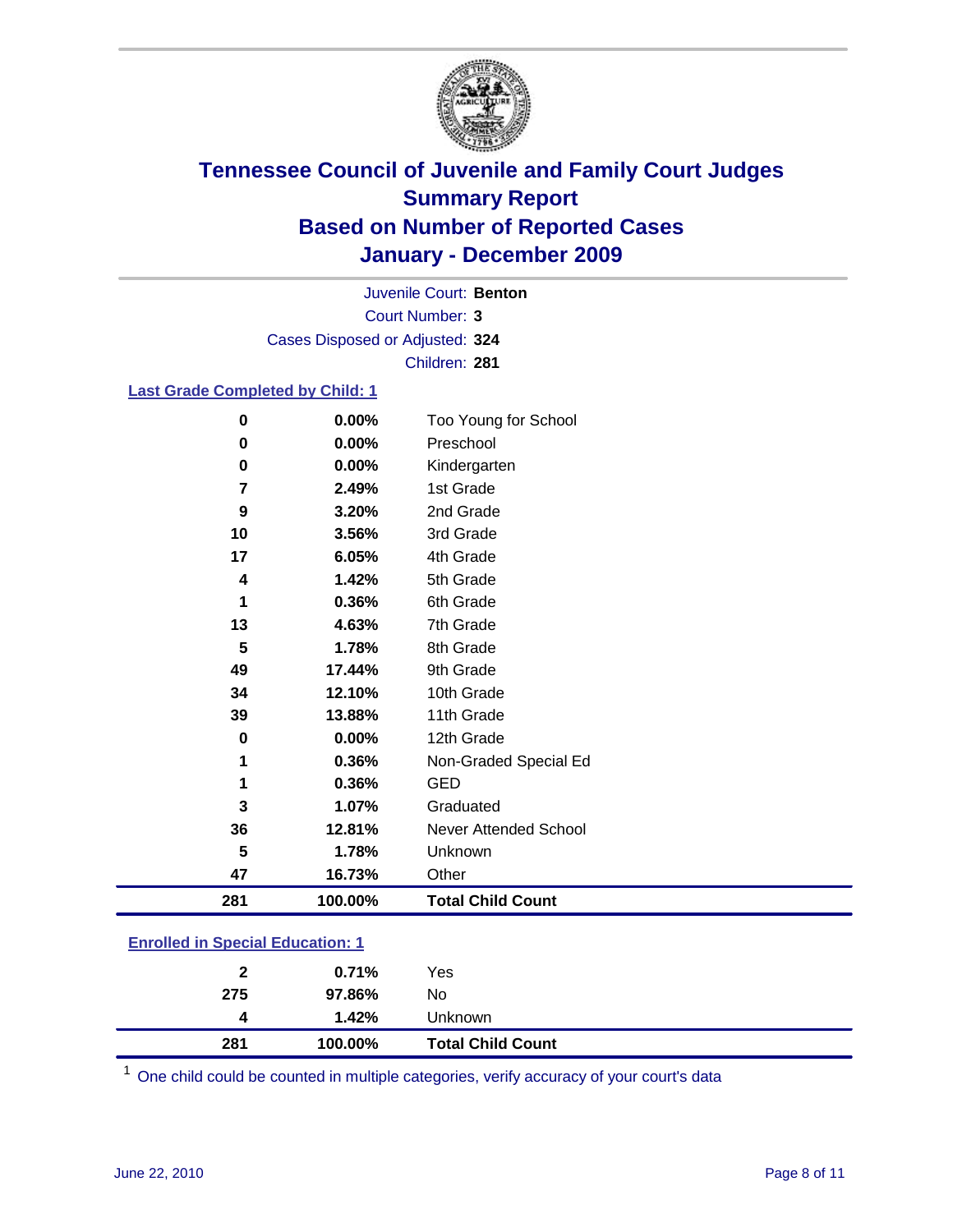# Tennessee Council of Juvenile and Family Court Judges
## Summary Report
## Based on Number of Reported Cases
## January - December 2009

Juvenile Court: **Benton**
Court Number: **3**
Cases Disposed or Adjusted: **324**
Children: **281**

### Last Grade Completed by Child: 1

| Count | Percent | Category |
|---|---|---|
| 0 | 0.00% | Too Young for School |
| 0 | 0.00% | Preschool |
| 0 | 0.00% | Kindergarten |
| 7 | 2.49% | 1st Grade |
| 9 | 3.20% | 2nd Grade |
| 10 | 3.56% | 3rd Grade |
| 17 | 6.05% | 4th Grade |
| 4 | 1.42% | 5th Grade |
| 1 | 0.36% | 6th Grade |
| 13 | 4.63% | 7th Grade |
| 5 | 1.78% | 8th Grade |
| 49 | 17.44% | 9th Grade |
| 34 | 12.10% | 10th Grade |
| 39 | 13.88% | 11th Grade |
| 0 | 0.00% | 12th Grade |
| 1 | 0.36% | Non-Graded Special Ed |
| 1 | 0.36% | GED |
| 3 | 1.07% | Graduated |
| 36 | 12.81% | Never Attended School |
| 5 | 1.78% | Unknown |
| 47 | 16.73% | Other |
| **281** | **100.00%** | **Total Child Count** |

### Enrolled in Special Education: 1

| Count | Percent | Category |
|---|---|---|
| 2 | 0.71% | Yes |
| 275 | 97.86% | No |
| 4 | 1.42% | Unknown |
| **281** | **100.00%** | **Total Child Count** |

[1] One child could be counted in multiple categories, verify accuracy of your court's data

June 22, 2010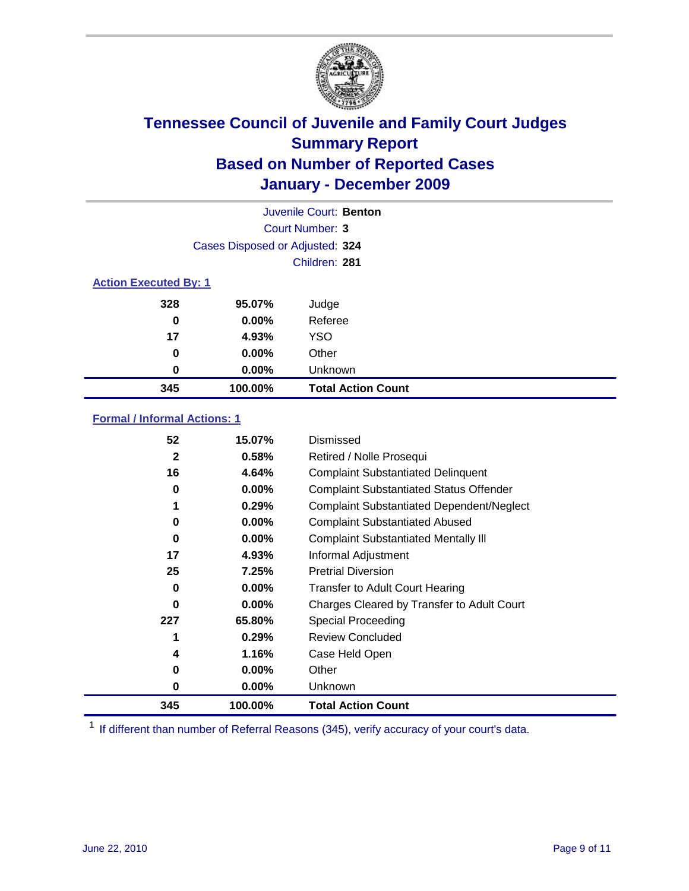# Tennessee Council of Juvenile and Family Court Judges
## Summary Report
## Based on Number of Reported Cases
## January - December 2009

Juvenile Court: **Benton**
Court Number: **3**
Cases Disposed or Adjusted: **324**
Children: **281**

### Action Executed By: 1

| | | |
|---|---|---|
| 328 | 95.07% | Judge |
| 0 | 0.00% | Referee |
| 17 | 4.93% | YSO |
| 0 | 0.00% | Other |
| 0 | 0.00% | Unknown |
| **345** | **100.00%** | **Total Action Count** |

### Formal / Informal Actions: 1

| | | |
|---|---|---|
| 52 | 15.07% | Dismissed |
| 2 | 0.58% | Retired / Nolle Prosequi |
| 16 | 4.64% | Complaint Substantiated Delinquent |
| 0 | 0.00% | Complaint Substantiated Status Offender |
| 1 | 0.29% | Complaint Substantiated Dependent/Neglect |
| 0 | 0.00% | Complaint Substantiated Abused |
| 0 | 0.00% | Complaint Substantiated Mentally Ill |
| 17 | 4.93% | Informal Adjustment |
| 25 | 7.25% | Pretrial Diversion |
| 0 | 0.00% | Transfer to Adult Court Hearing |
| 0 | 0.00% | Charges Cleared by Transfer to Adult Court |
| 227 | 65.80% | Special Proceeding |
| 1 | 0.29% | Review Concluded |
| 4 | 1.16% | Case Held Open |
| 0 | 0.00% | Other |
| 0 | 0.00% | Unknown |
| **345** | **100.00%** | **Total Action Count** |

[1] If different than number of Referral Reasons (345), verify accuracy of your court's data.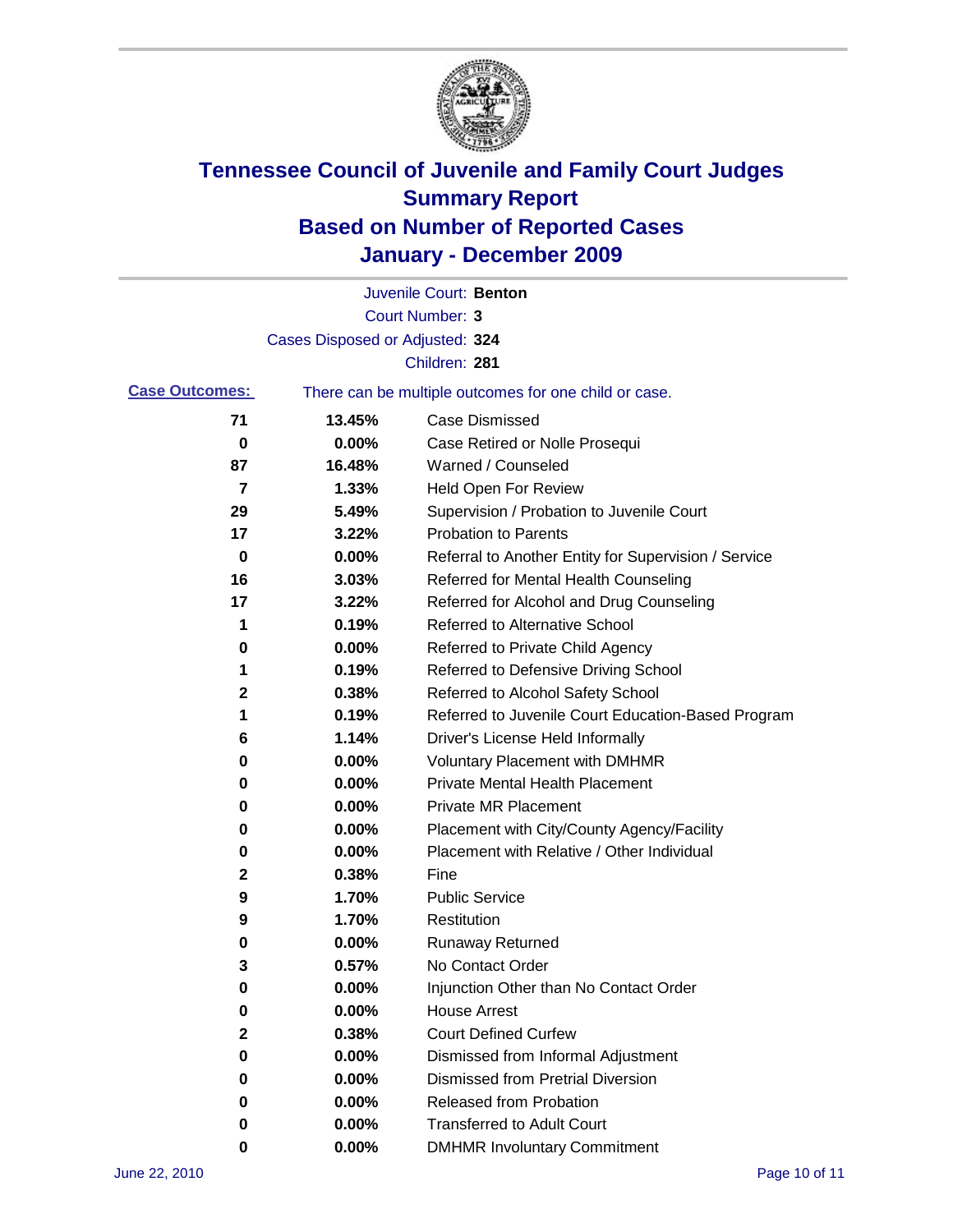# Tennessee Council of Juvenile and Family Court Judges
## Summary Report
## Based on Number of Reported Cases
## January - December 2009

Juvenile Court: **Benton**

Court Number: **3**

Cases Disposed or Adjusted: **324**

Children: **281**

**Case Outcomes:** There can be multiple outcomes for one child or case.

| | | |
|---|---|---|
| 71 | 13.45% | Case Dismissed |
| 0 | 0.00% | Case Retired or Nolle Prosequi |
| 87 | 16.48% | Warned / Counseled |
| 7 | 1.33% | Held Open For Review |
| 29 | 5.49% | Supervision / Probation to Juvenile Court |
| 17 | 3.22% | Probation to Parents |
| 0 | 0.00% | Referral to Another Entity for Supervision / Service |
| 16 | 3.03% | Referred for Mental Health Counseling |
| 17 | 3.22% | Referred for Alcohol and Drug Counseling |
| 1 | 0.19% | Referred to Alternative School |
| 0 | 0.00% | Referred to Private Child Agency |
| 1 | 0.19% | Referred to Defensive Driving School |
| 2 | 0.38% | Referred to Alcohol Safety School |
| 1 | 0.19% | Referred to Juvenile Court Education-Based Program |
| 6 | 1.14% | Driver's License Held Informally |
| 0 | 0.00% | Voluntary Placement with DMHMR |
| 0 | 0.00% | Private Mental Health Placement |
| 0 | 0.00% | Private MR Placement |
| 0 | 0.00% | Placement with City/County Agency/Facility |
| 0 | 0.00% | Placement with Relative / Other Individual |
| 2 | 0.38% | Fine |
| 9 | 1.70% | Public Service |
| 9 | 1.70% | Restitution |
| 0 | 0.00% | Runaway Returned |
| 3 | 0.57% | No Contact Order |
| 0 | 0.00% | Injunction Other than No Contact Order |
| 0 | 0.00% | House Arrest |
| 2 | 0.38% | Court Defined Curfew |
| 0 | 0.00% | Dismissed from Informal Adjustment |
| 0 | 0.00% | Dismissed from Pretrial Diversion |
| 0 | 0.00% | Released from Probation |
| 0 | 0.00% | Transferred to Adult Court |
| 0 | 0.00% | DMHMR Involuntary Commitment |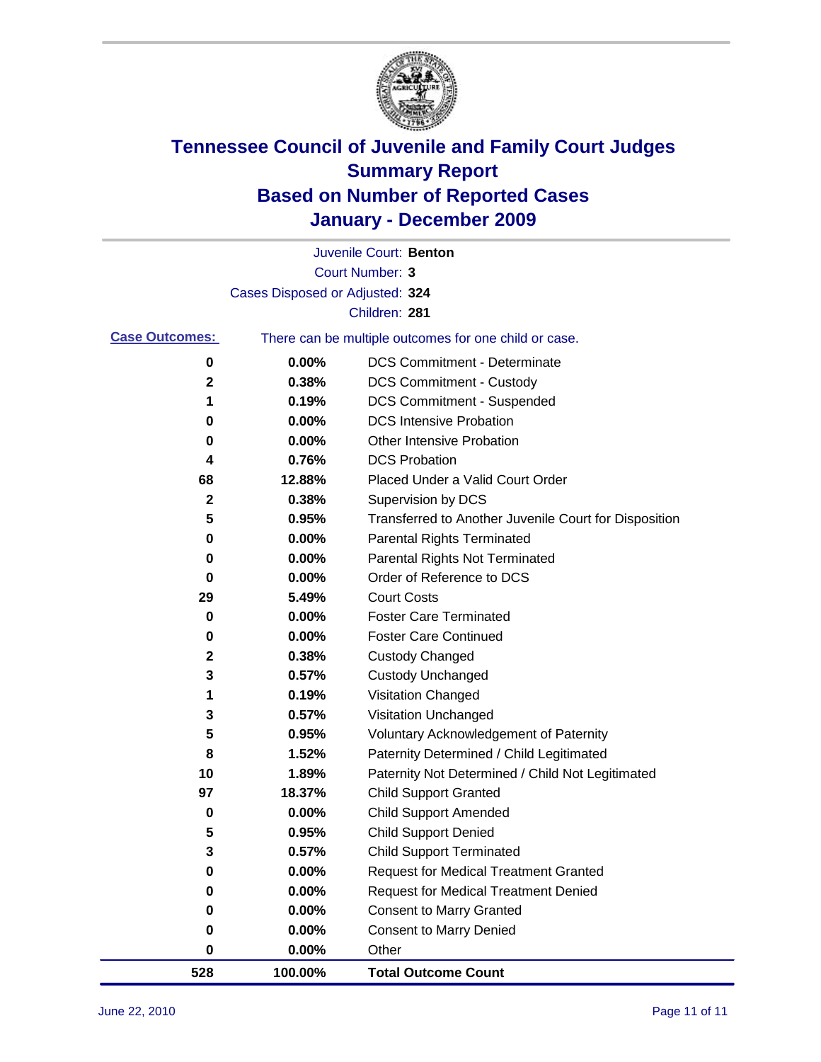# Tennessee Council of Juvenile and Family Court Judges
# Summary Report
# Based on Number of Reported Cases
# January - December 2009

Juvenile Court: **Benton**

Court Number: **3**

Cases Disposed or Adjusted: **324**

Children: **281**

**Case Outcomes:** There can be multiple outcomes for one child or case.

| | | |
|---|---|---|
| 0 | 0.00% | DCS Commitment - Determinate |
| 2 | 0.38% | DCS Commitment - Custody |
| 1 | 0.19% | DCS Commitment - Suspended |
| 0 | 0.00% | DCS Intensive Probation |
| 0 | 0.00% | Other Intensive Probation |
| 4 | 0.76% | DCS Probation |
| 68 | 12.88% | Placed Under a Valid Court Order |
| 2 | 0.38% | Supervision by DCS |
| 5 | 0.95% | Transferred to Another Juvenile Court for Disposition |
| 0 | 0.00% | Parental Rights Terminated |
| 0 | 0.00% | Parental Rights Not Terminated |
| 0 | 0.00% | Order of Reference to DCS |
| 29 | 5.49% | Court Costs |
| 0 | 0.00% | Foster Care Terminated |
| 0 | 0.00% | Foster Care Continued |
| 2 | 0.38% | Custody Changed |
| 3 | 0.57% | Custody Unchanged |
| 1 | 0.19% | Visitation Changed |
| 3 | 0.57% | Visitation Unchanged |
| 5 | 0.95% | Voluntary Acknowledgement of Paternity |
| 8 | 1.52% | Paternity Determined / Child Legitimated |
| 10 | 1.89% | Paternity Not Determined / Child Not Legitimated |
| 97 | 18.37% | Child Support Granted |
| 0 | 0.00% | Child Support Amended |
| 5 | 0.95% | Child Support Denied |
| 3 | 0.57% | Child Support Terminated |
| 0 | 0.00% | Request for Medical Treatment Granted |
| 0 | 0.00% | Request for Medical Treatment Denied |
| 0 | 0.00% | Consent to Marry Granted |
| 0 | 0.00% | Consent to Marry Denied |
| 0 | 0.00% | Other |
| **528** | **100.00%** | **Total Outcome Count** |

June 22, 2010